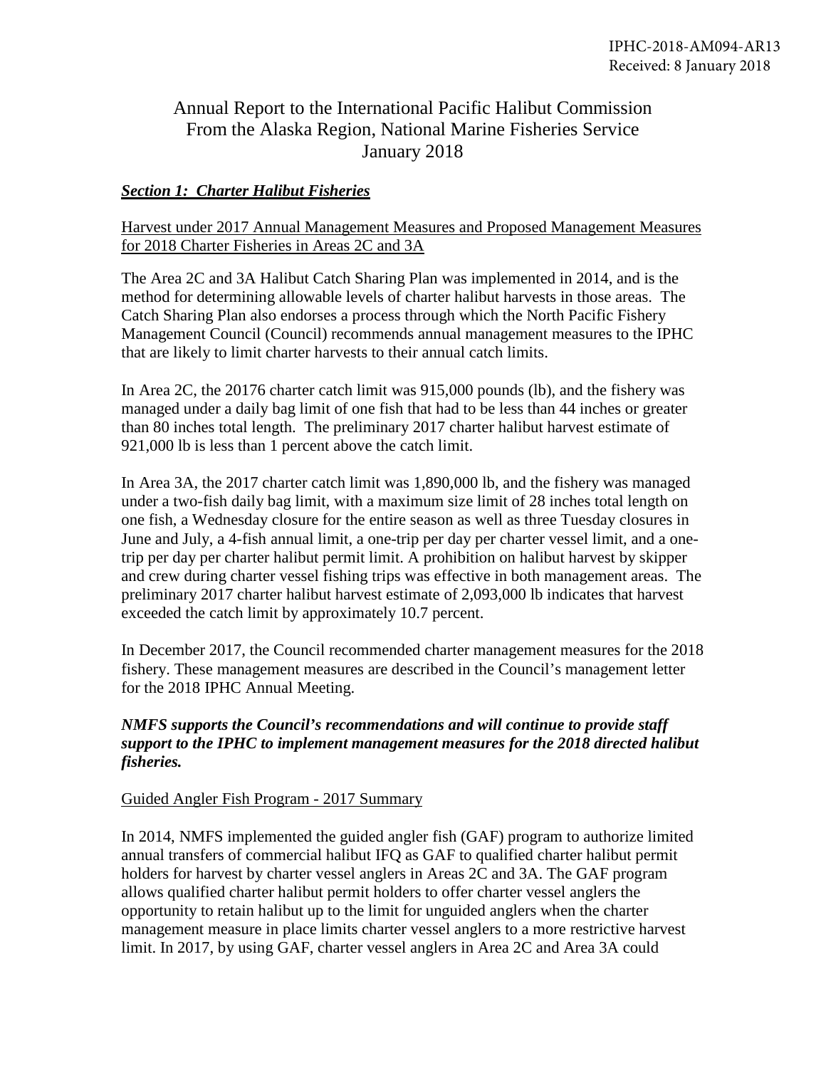IPHC-2018-AM094-AR13
Received: 8 January 2018

# Annual Report to the International Pacific Halibut Commission From the Alaska Region, National Marine Fisheries Service January 2018

## ***Section 1: Charter Halibut Fisheries***

Harvest under 2017 Annual Management Measures and Proposed Management Measures for 2018 Charter Fisheries in Areas 2C and 3A

The Area 2C and 3A Halibut Catch Sharing Plan was implemented in 2014, and is the method for determining allowable levels of charter halibut harvests in those areas. The Catch Sharing Plan also endorses a process through which the North Pacific Fishery Management Council (Council) recommends annual management measures to the IPHC that are likely to limit charter harvests to their annual catch limits.

In Area 2C, the 20176 charter catch limit was 915,000 pounds (lb), and the fishery was managed under a daily bag limit of one fish that had to be less than 44 inches or greater than 80 inches total length. The preliminary 2017 charter halibut harvest estimate of 921,000 lb is less than 1 percent above the catch limit.

In Area 3A, the 2017 charter catch limit was 1,890,000 lb, and the fishery was managed under a two-fish daily bag limit, with a maximum size limit of 28 inches total length on one fish, a Wednesday closure for the entire season as well as three Tuesday closures in June and July, a 4-fish annual limit, a one-trip per day per charter vessel limit, and a one-trip per day per charter halibut permit limit. A prohibition on halibut harvest by skipper and crew during charter vessel fishing trips was effective in both management areas. The preliminary 2017 charter halibut harvest estimate of 2,093,000 lb indicates that harvest exceeded the catch limit by approximately 10.7 percent.

In December 2017, the Council recommended charter management measures for the 2018 fishery. These management measures are described in the Council's management letter for the 2018 IPHC Annual Meeting.

***NMFS supports the Council's recommendations and will continue to provide staff support to the IPHC to implement management measures for the 2018 directed halibut fisheries.***

Guided Angler Fish Program - 2017 Summary

In 2014, NMFS implemented the guided angler fish (GAF) program to authorize limited annual transfers of commercial halibut IFQ as GAF to qualified charter halibut permit holders for harvest by charter vessel anglers in Areas 2C and 3A. The GAF program allows qualified charter halibut permit holders to offer charter vessel anglers the opportunity to retain halibut up to the limit for unguided anglers when the charter management measure in place limits charter vessel anglers to a more restrictive harvest limit. In 2017, by using GAF, charter vessel anglers in Area 2C and Area 3A could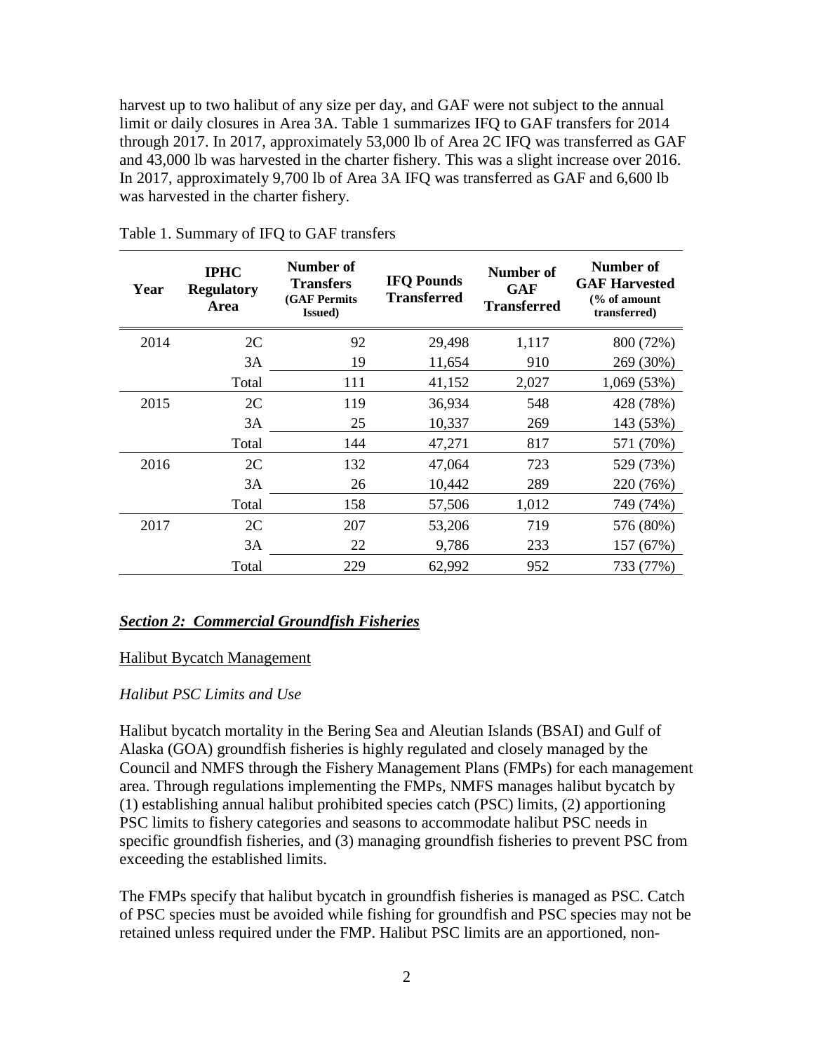harvest up to two halibut of any size per day, and GAF were not subject to the annual limit or daily closures in Area 3A. Table 1 summarizes IFQ to GAF transfers for 2014 through 2017. In 2017, approximately 53,000 lb of Area 2C IFQ was transferred as GAF and 43,000 lb was harvested in the charter fishery. This was a slight increase over 2016. In 2017, approximately 9,700 lb of Area 3A IFQ was transferred as GAF and 6,600 lb was harvested in the charter fishery.

Table 1. Summary of IFQ to GAF transfers

| Year | IPHC Regulatory Area | Number of Transfers (GAF Permits Issued) | IFQ Pounds Transferred | Number of GAF Transferred | Number of GAF Harvested (% of amount transferred) |
|---|---|---|---|---|---|
| 2014 | 2C | 92 | 29,498 | 1,117 | 800 (72%) |
| | 3A | 19 | 11,654 | 910 | 269 (30%) |
| | Total | 111 | 41,152 | 2,027 | 1,069 (53%) |
| 2015 | 2C | 119 | 36,934 | 548 | 428 (78%) |
| | 3A | 25 | 10,337 | 269 | 143 (53%) |
| | Total | 144 | 47,271 | 817 | 571 (70%) |
| 2016 | 2C | 132 | 47,064 | 723 | 529 (73%) |
| | 3A | 26 | 10,442 | 289 | 220 (76%) |
| | Total | 158 | 57,506 | 1,012 | 749 (74%) |
| 2017 | 2C | 207 | 53,206 | 719 | 576 (80%) |
| | 3A | 22 | 9,786 | 233 | 157 (67%) |
| | Total | 229 | 62,992 | 952 | 733 (77%) |

## ***Section 2: Commercial Groundfish Fisheries***

### Halibut Bycatch Management

#### *Halibut PSC Limits and Use*

Halibut bycatch mortality in the Bering Sea and Aleutian Islands (BSAI) and Gulf of Alaska (GOA) groundfish fisheries is highly regulated and closely managed by the Council and NMFS through the Fishery Management Plans (FMPs) for each management area. Through regulations implementing the FMPs, NMFS manages halibut bycatch by (1) establishing annual halibut prohibited species catch (PSC) limits, (2) apportioning PSC limits to fishery categories and seasons to accommodate halibut PSC needs in specific groundfish fisheries, and (3) managing groundfish fisheries to prevent PSC from exceeding the established limits.

The FMPs specify that halibut bycatch in groundfish fisheries is managed as PSC. Catch of PSC species must be avoided while fishing for groundfish and PSC species may not be retained unless required under the FMP. Halibut PSC limits are an apportioned, non-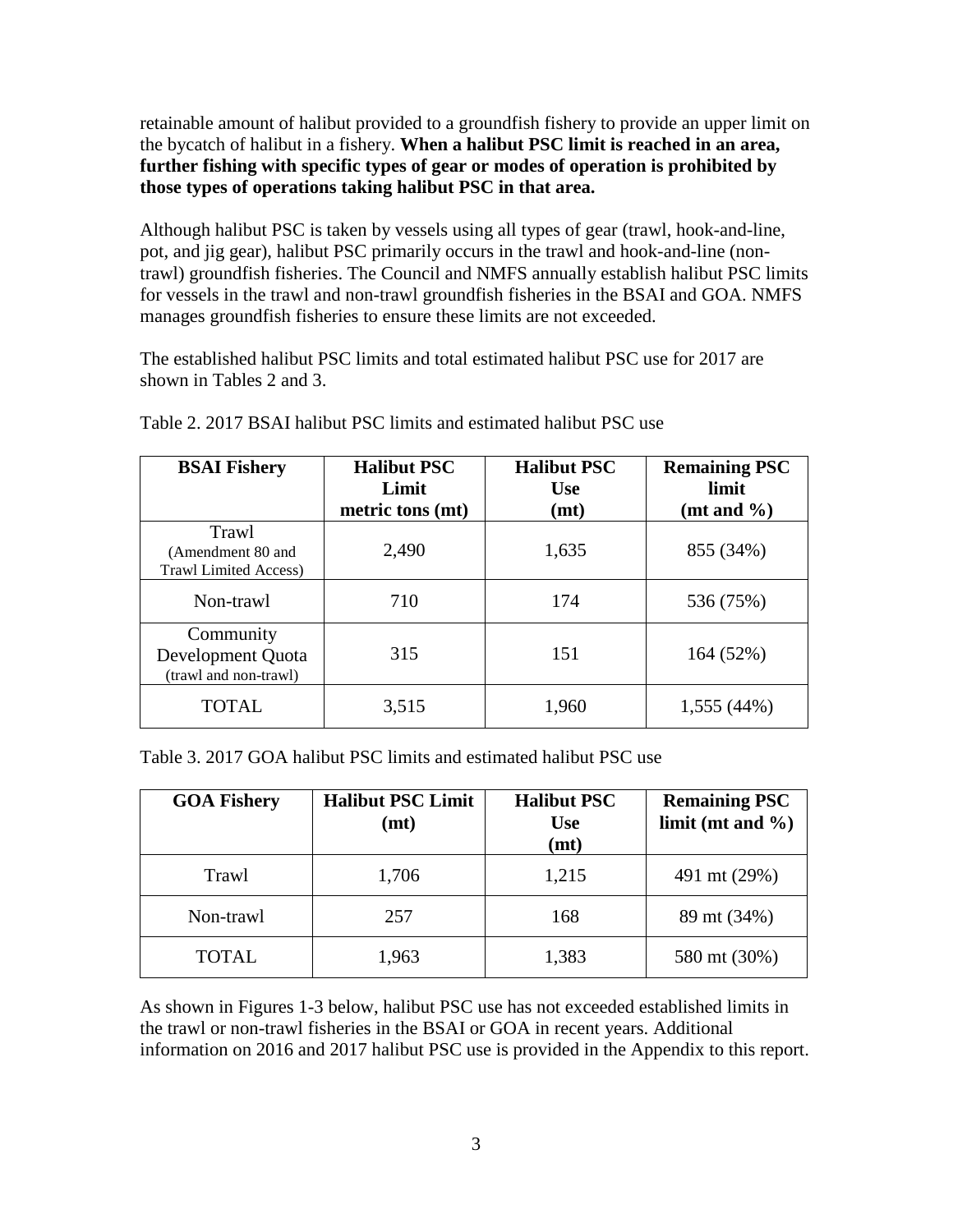retainable amount of halibut provided to a groundfish fishery to provide an upper limit on the bycatch of halibut in a fishery. **When a halibut PSC limit is reached in an area, further fishing with specific types of gear or modes of operation is prohibited by those types of operations taking halibut PSC in that area.**

Although halibut PSC is taken by vessels using all types of gear (trawl, hook-and-line, pot, and jig gear), halibut PSC primarily occurs in the trawl and hook-and-line (non-trawl) groundfish fisheries. The Council and NMFS annually establish halibut PSC limits for vessels in the trawl and non-trawl groundfish fisheries in the BSAI and GOA. NMFS manages groundfish fisheries to ensure these limits are not exceeded.

The established halibut PSC limits and total estimated halibut PSC use for 2017 are shown in Tables 2 and 3.

Table 2. 2017 BSAI halibut PSC limits and estimated halibut PSC use

| BSAI Fishery | Halibut PSC Limit metric tons (mt) | Halibut PSC Use (mt) | Remaining PSC limit (mt and %) |
|---|---|---|---|
| Trawl (Amendment 80 and Trawl Limited Access) | 2,490 | 1,635 | 855 (34%) |
| Non-trawl | 710 | 174 | 536 (75%) |
| Community Development Quota (trawl and non-trawl) | 315 | 151 | 164 (52%) |
| TOTAL | 3,515 | 1,960 | 1,555 (44%) |

Table 3. 2017 GOA halibut PSC limits and estimated halibut PSC use

| GOA Fishery | Halibut PSC Limit (mt) | Halibut PSC Use (mt) | Remaining PSC limit (mt and %) |
|---|---|---|---|
| Trawl | 1,706 | 1,215 | 491 mt (29%) |
| Non-trawl | 257 | 168 | 89 mt (34%) |
| TOTAL | 1,963 | 1,383 | 580 mt (30%) |

As shown in Figures 1-3 below, halibut PSC use has not exceeded established limits in the trawl or non-trawl fisheries in the BSAI or GOA in recent years. Additional information on 2016 and 2017 halibut PSC use is provided in the Appendix to this report.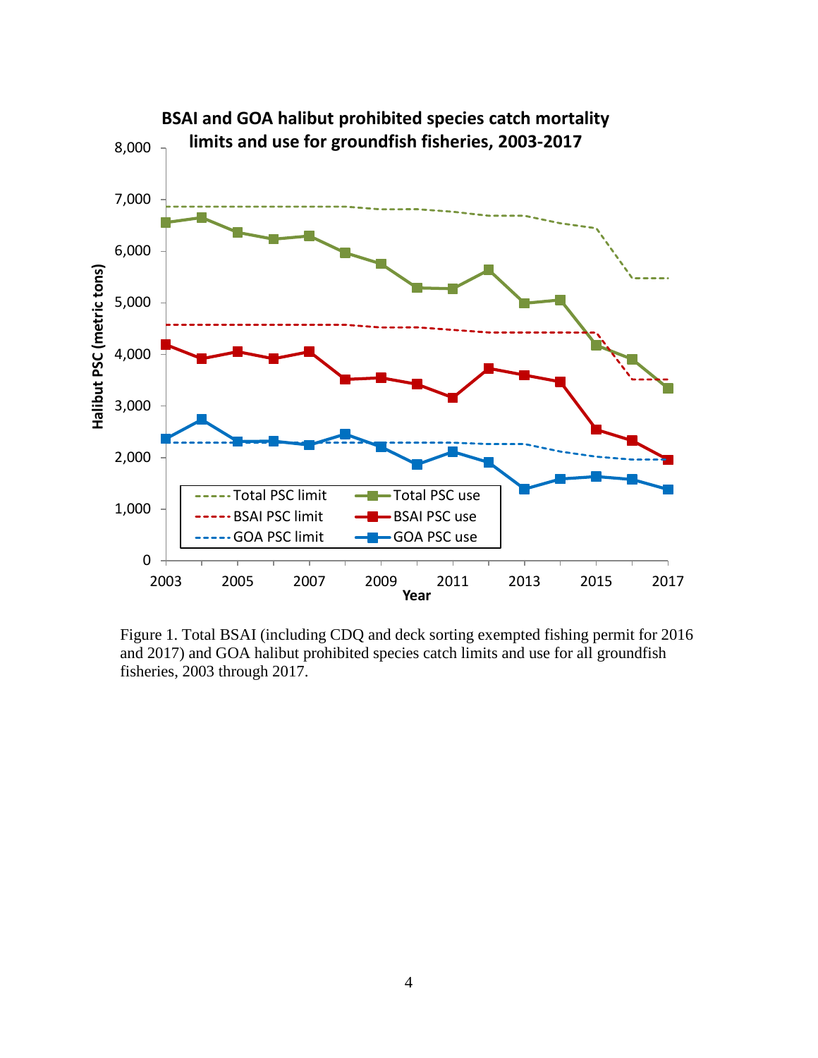Figure 1. Total BSAI (including CDQ and deck sorting exempted fishing permit for 2016 and 2017) and GOA halibut prohibited species catch limits and use for all groundfish fisheries, 2003 through 2017.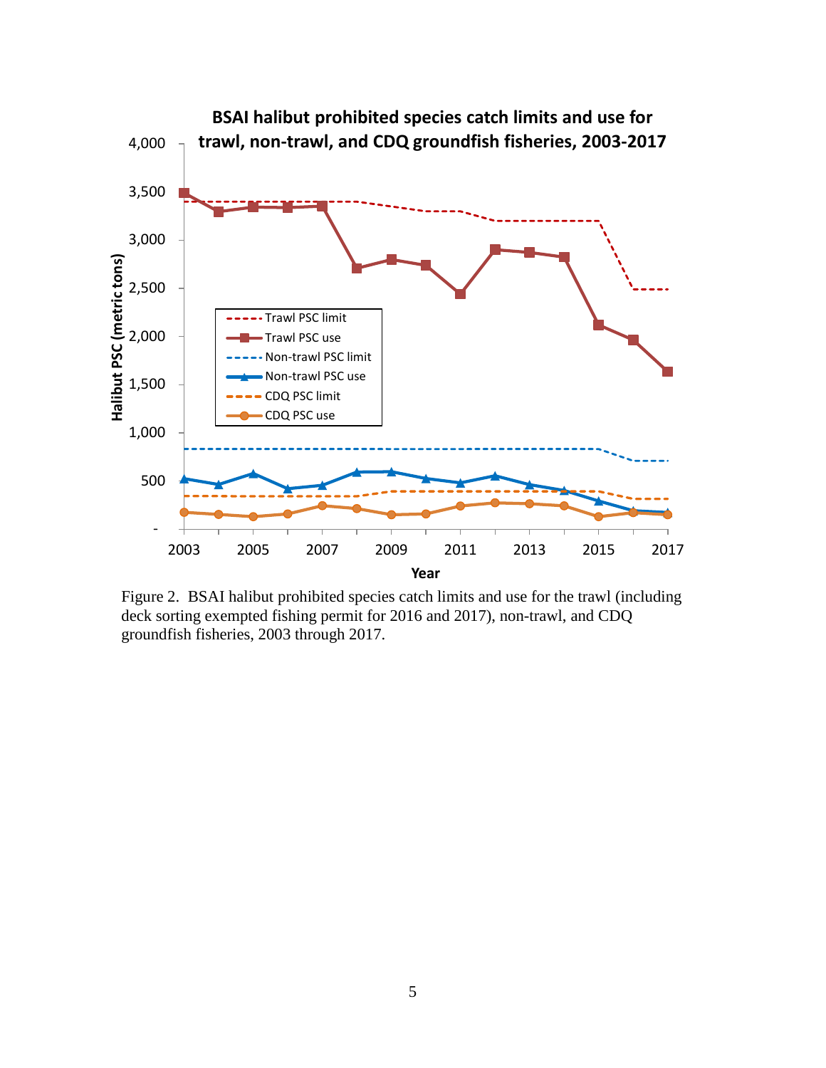Figure 2. BSAI halibut prohibited species catch limits and use for the trawl (including deck sorting exempted fishing permit for 2016 and 2017), non-trawl, and CDQ groundfish fisheries, 2003 through 2017.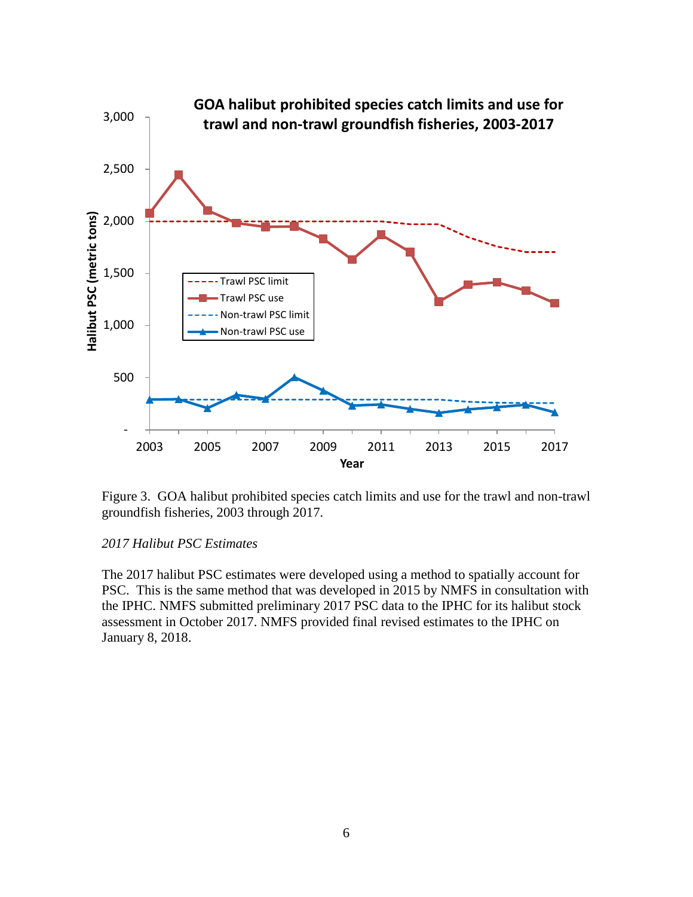Figure 3. GOA halibut prohibited species catch limits and use for the trawl and non-trawl groundfish fisheries, 2003 through 2017.

*2017 Halibut PSC Estimates*

The 2017 halibut PSC estimates were developed using a method to spatially account for PSC. This is the same method that was developed in 2015 by NMFS in consultation with the IPHC. NMFS submitted preliminary 2017 PSC data to the IPHC for its halibut stock assessment in October 2017. NMFS provided final revised estimates to the IPHC on January 8, 2018.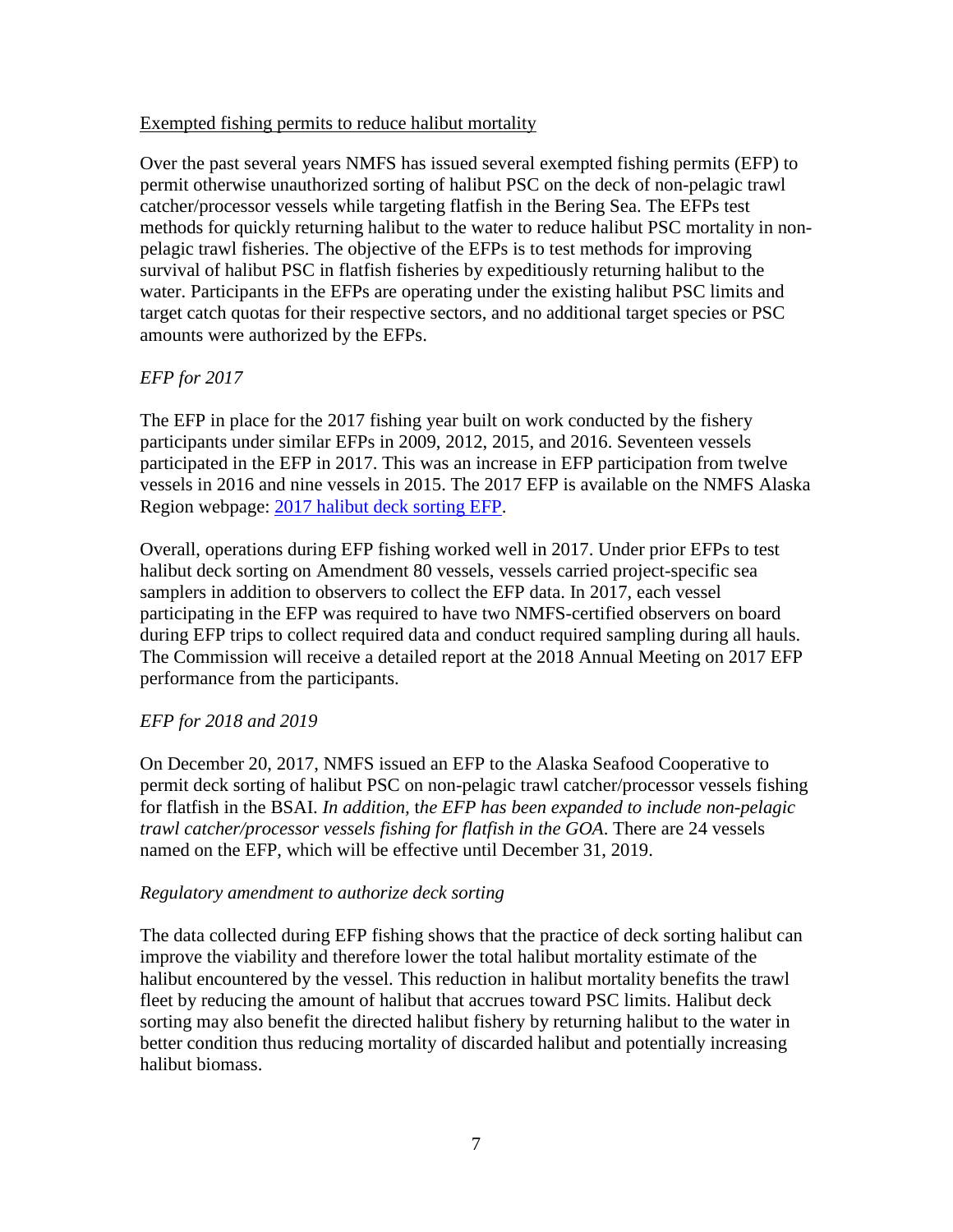Exempted fishing permits to reduce halibut mortality

Over the past several years NMFS has issued several exempted fishing permits (EFP) to permit otherwise unauthorized sorting of halibut PSC on the deck of non-pelagic trawl catcher/processor vessels while targeting flatfish in the Bering Sea. The EFPs test methods for quickly returning halibut to the water to reduce halibut PSC mortality in non-pelagic trawl fisheries. The objective of the EFPs is to test methods for improving survival of halibut PSC in flatfish fisheries by expeditiously returning halibut to the water. Participants in the EFPs are operating under the existing halibut PSC limits and target catch quotas for their respective sectors, and no additional target species or PSC amounts were authorized by the EFPs.

*EFP for 2017*

The EFP in place for the 2017 fishing year built on work conducted by the fishery participants under similar EFPs in 2009, 2012, 2015, and 2016. Seventeen vessels participated in the EFP in 2017. This was an increase in EFP participation from twelve vessels in 2016 and nine vessels in 2015. The 2017 EFP is available on the NMFS Alaska Region webpage: [2017 halibut deck sorting EFP](#).

Overall, operations during EFP fishing worked well in 2017. Under prior EFPs to test halibut deck sorting on Amendment 80 vessels, vessels carried project-specific sea samplers in addition to observers to collect the EFP data. In 2017, each vessel participating in the EFP was required to have two NMFS-certified observers on board during EFP trips to collect required data and conduct required sampling during all hauls. The Commission will receive a detailed report at the 2018 Annual Meeting on 2017 EFP performance from the participants.

*EFP for 2018 and 2019*

On December 20, 2017, NMFS issued an EFP to the Alaska Seafood Cooperative to permit deck sorting of halibut PSC on non-pelagic trawl catcher/processor vessels fishing for flatfish in the BSAI. *In addition, the EFP has been expanded to include non-pelagic trawl catcher/processor vessels fishing for flatfish in the GOA*. There are 24 vessels named on the EFP, which will be effective until December 31, 2019.

*Regulatory amendment to authorize deck sorting*

The data collected during EFP fishing shows that the practice of deck sorting halibut can improve the viability and therefore lower the total halibut mortality estimate of the halibut encountered by the vessel. This reduction in halibut mortality benefits the trawl fleet by reducing the amount of halibut that accrues toward PSC limits. Halibut deck sorting may also benefit the directed halibut fishery by returning halibut to the water in better condition thus reducing mortality of discarded halibut and potentially increasing halibut biomass.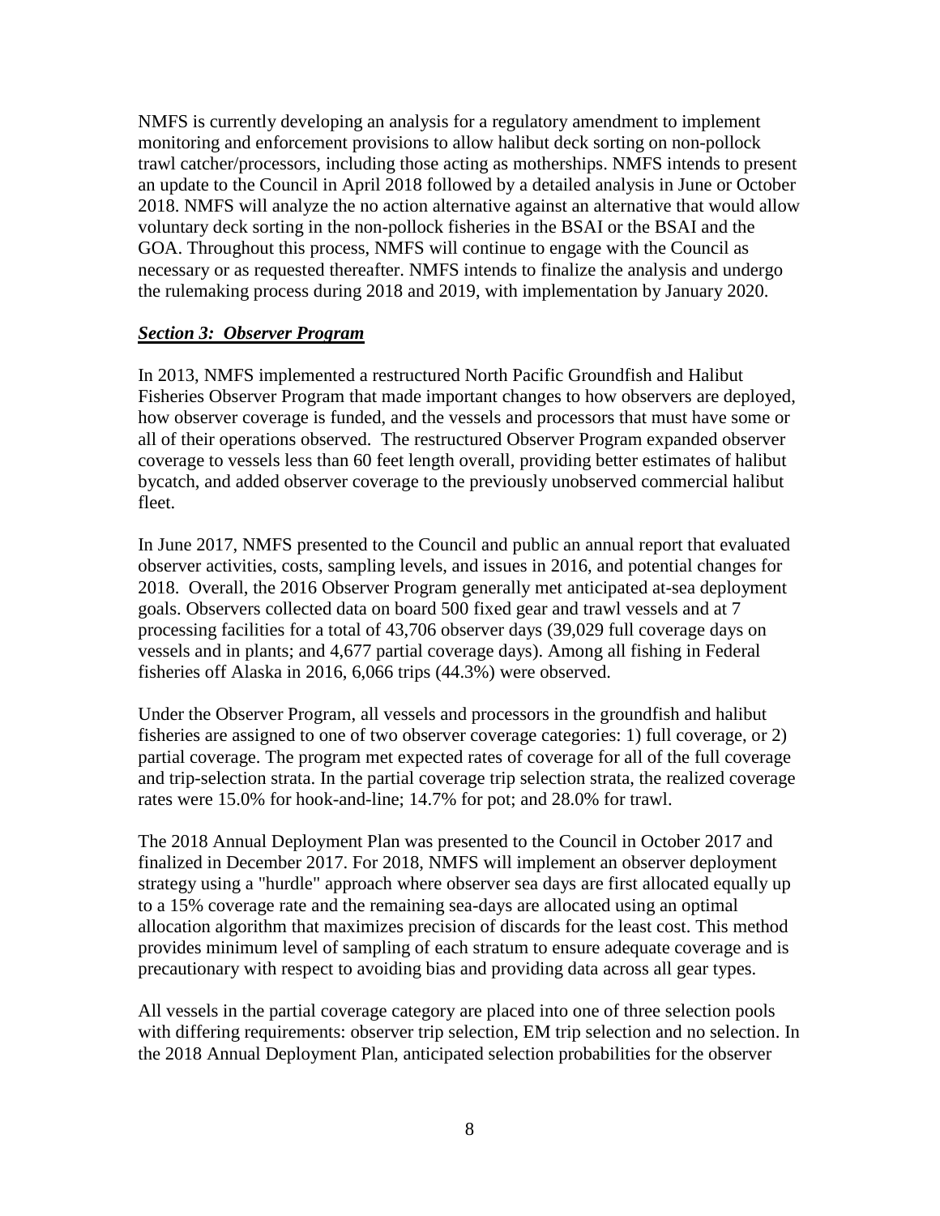NMFS is currently developing an analysis for a regulatory amendment to implement monitoring and enforcement provisions to allow halibut deck sorting on non-pollock trawl catcher/processors, including those acting as motherships. NMFS intends to present an update to the Council in April 2018 followed by a detailed analysis in June or October 2018. NMFS will analyze the no action alternative against an alternative that would allow voluntary deck sorting in the non-pollock fisheries in the BSAI or the BSAI and the GOA. Throughout this process, NMFS will continue to engage with the Council as necessary or as requested thereafter. NMFS intends to finalize the analysis and undergo the rulemaking process during 2018 and 2019, with implementation by January 2020.

***Section 3: Observer Program***

In 2013, NMFS implemented a restructured North Pacific Groundfish and Halibut Fisheries Observer Program that made important changes to how observers are deployed, how observer coverage is funded, and the vessels and processors that must have some or all of their operations observed. The restructured Observer Program expanded observer coverage to vessels less than 60 feet length overall, providing better estimates of halibut bycatch, and added observer coverage to the previously unobserved commercial halibut fleet.

In June 2017, NMFS presented to the Council and public an annual report that evaluated observer activities, costs, sampling levels, and issues in 2016, and potential changes for 2018. Overall, the 2016 Observer Program generally met anticipated at-sea deployment goals. Observers collected data on board 500 fixed gear and trawl vessels and at 7 processing facilities for a total of 43,706 observer days (39,029 full coverage days on vessels and in plants; and 4,677 partial coverage days). Among all fishing in Federal fisheries off Alaska in 2016, 6,066 trips (44.3%) were observed.

Under the Observer Program, all vessels and processors in the groundfish and halibut fisheries are assigned to one of two observer coverage categories: 1) full coverage, or 2) partial coverage. The program met expected rates of coverage for all of the full coverage and trip-selection strata. In the partial coverage trip selection strata, the realized coverage rates were 15.0% for hook-and-line; 14.7% for pot; and 28.0% for trawl.

The 2018 Annual Deployment Plan was presented to the Council in October 2017 and finalized in December 2017. For 2018, NMFS will implement an observer deployment strategy using a "hurdle" approach where observer sea days are first allocated equally up to a 15% coverage rate and the remaining sea-days are allocated using an optimal allocation algorithm that maximizes precision of discards for the least cost. This method provides minimum level of sampling of each stratum to ensure adequate coverage and is precautionary with respect to avoiding bias and providing data across all gear types.

All vessels in the partial coverage category are placed into one of three selection pools with differing requirements: observer trip selection, EM trip selection and no selection. In the 2018 Annual Deployment Plan, anticipated selection probabilities for the observer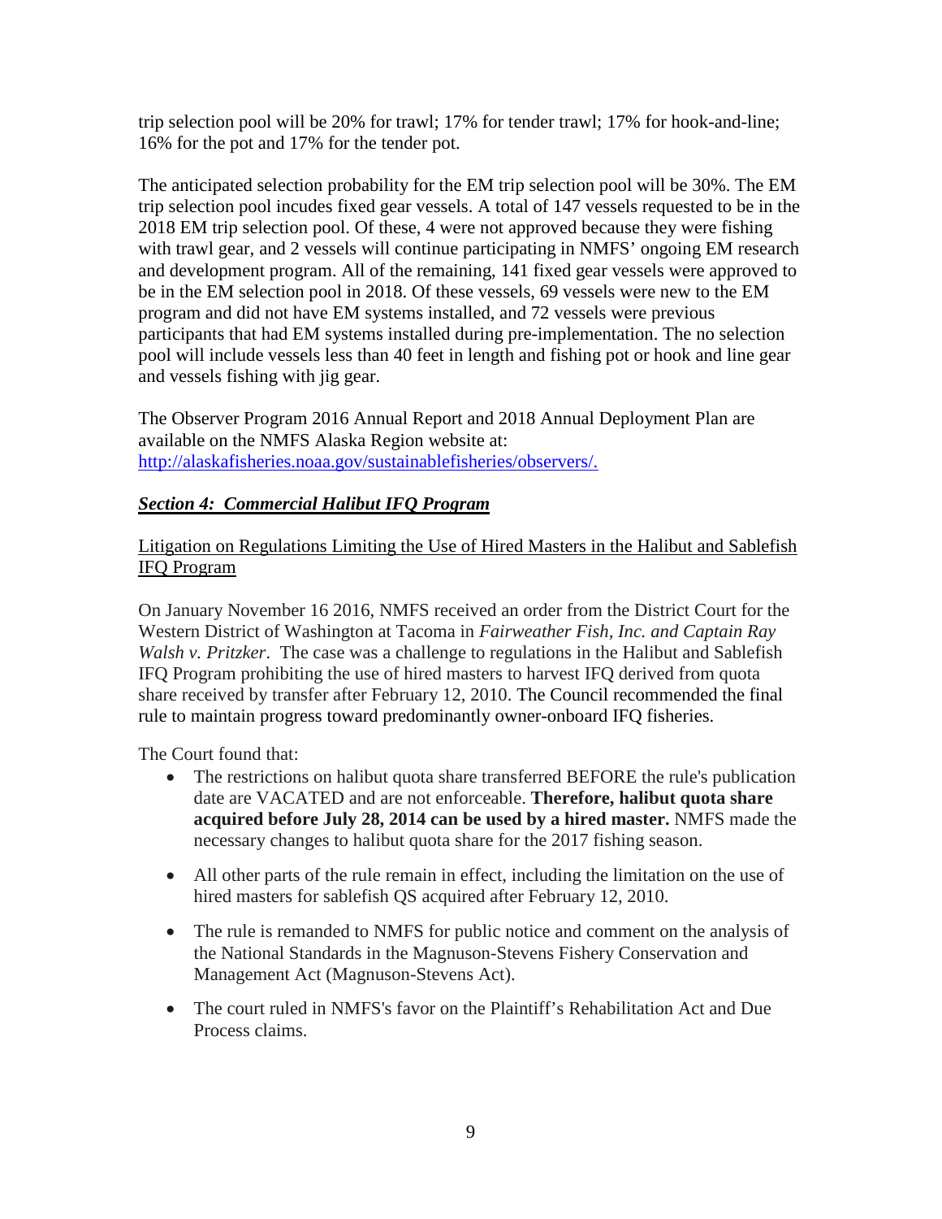trip selection pool will be 20% for trawl; 17% for tender trawl; 17% for hook-and-line; 16% for the pot and 17% for the tender pot.

The anticipated selection probability for the EM trip selection pool will be 30%. The EM trip selection pool incudes fixed gear vessels. A total of 147 vessels requested to be in the 2018 EM trip selection pool. Of these, 4 were not approved because they were fishing with trawl gear, and 2 vessels will continue participating in NMFS' ongoing EM research and development program. All of the remaining, 141 fixed gear vessels were approved to be in the EM selection pool in 2018. Of these vessels, 69 vessels were new to the EM program and did not have EM systems installed, and 72 vessels were previous participants that had EM systems installed during pre-implementation. The no selection pool will include vessels less than 40 feet in length and fishing pot or hook and line gear and vessels fishing with jig gear.

The Observer Program 2016 Annual Report and 2018 Annual Deployment Plan are available on the NMFS Alaska Region website at: [http://alaskafisheries.noaa.gov/sustainablefisheries/observers/.](http://alaskafisheries.noaa.gov/sustainablefisheries/observers/)

## ***Section 4: Commercial Halibut IFQ Program***

### Litigation on Regulations Limiting the Use of Hired Masters in the Halibut and Sablefish IFQ Program

On January November 16 2016, NMFS received an order from the District Court for the Western District of Washington at Tacoma in *Fairweather Fish, Inc. and Captain Ray Walsh v. Pritzker*. The case was a challenge to regulations in the Halibut and Sablefish IFQ Program prohibiting the use of hired masters to harvest IFQ derived from quota share received by transfer after February 12, 2010. The Council recommended the final rule to maintain progress toward predominantly owner-onboard IFQ fisheries.

The Court found that:

- The restrictions on halibut quota share transferred BEFORE the rule's publication date are VACATED and are not enforceable. **Therefore, halibut quota share acquired before July 28, 2014 can be used by a hired master.** NMFS made the necessary changes to halibut quota share for the 2017 fishing season.
- All other parts of the rule remain in effect, including the limitation on the use of hired masters for sablefish QS acquired after February 12, 2010.
- The rule is remanded to NMFS for public notice and comment on the analysis of the National Standards in the Magnuson-Stevens Fishery Conservation and Management Act (Magnuson-Stevens Act).
- The court ruled in NMFS's favor on the Plaintiff's Rehabilitation Act and Due Process claims.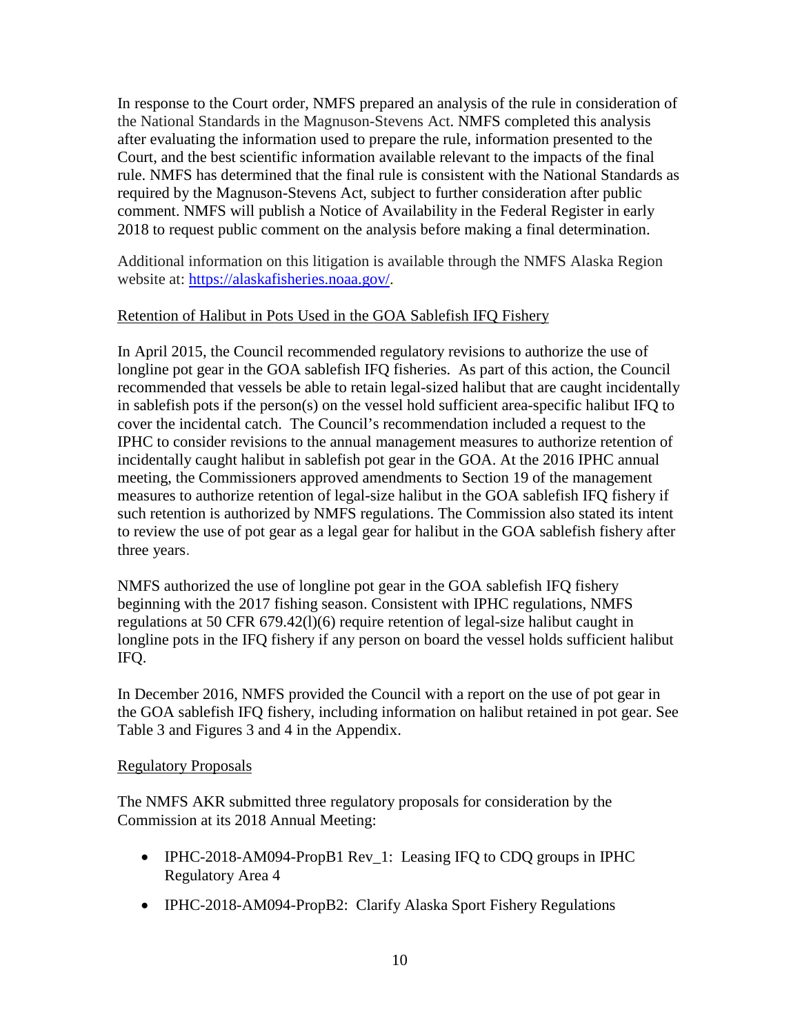In response to the Court order, NMFS prepared an analysis of the rule in consideration of the National Standards in the Magnuson-Stevens Act. NMFS completed this analysis after evaluating the information used to prepare the rule, information presented to the Court, and the best scientific information available relevant to the impacts of the final rule. NMFS has determined that the final rule is consistent with the National Standards as required by the Magnuson-Stevens Act, subject to further consideration after public comment. NMFS will publish a Notice of Availability in the Federal Register in early 2018 to request public comment on the analysis before making a final determination.

Additional information on this litigation is available through the NMFS Alaska Region website at: [https://alaskafisheries.noaa.gov/](https://alaskafisheries.noaa.gov/).

<u>Retention of Halibut in Pots Used in the GOA Sablefish IFQ Fishery</u>

In April 2015, the Council recommended regulatory revisions to authorize the use of longline pot gear in the GOA sablefish IFQ fisheries. As part of this action, the Council recommended that vessels be able to retain legal-sized halibut that are caught incidentally in sablefish pots if the person(s) on the vessel hold sufficient area-specific halibut IFQ to cover the incidental catch. The Council's recommendation included a request to the IPHC to consider revisions to the annual management measures to authorize retention of incidentally caught halibut in sablefish pot gear in the GOA. At the 2016 IPHC annual meeting, the Commissioners approved amendments to Section 19 of the management measures to authorize retention of legal-size halibut in the GOA sablefish IFQ fishery if such retention is authorized by NMFS regulations. The Commission also stated its intent to review the use of pot gear as a legal gear for halibut in the GOA sablefish fishery after three years.

NMFS authorized the use of longline pot gear in the GOA sablefish IFQ fishery beginning with the 2017 fishing season. Consistent with IPHC regulations, NMFS regulations at 50 CFR 679.42(l)(6) require retention of legal-size halibut caught in longline pots in the IFQ fishery if any person on board the vessel holds sufficient halibut IFQ.

In December 2016, NMFS provided the Council with a report on the use of pot gear in the GOA sablefish IFQ fishery, including information on halibut retained in pot gear. See Table 3 and Figures 3 and 4 in the Appendix.

<u>Regulatory Proposals</u>

The NMFS AKR submitted three regulatory proposals for consideration by the Commission at its 2018 Annual Meeting:

- IPHC-2018-AM094-PropB1 Rev_1: Leasing IFQ to CDQ groups in IPHC Regulatory Area 4
- IPHC-2018-AM094-PropB2: Clarify Alaska Sport Fishery Regulations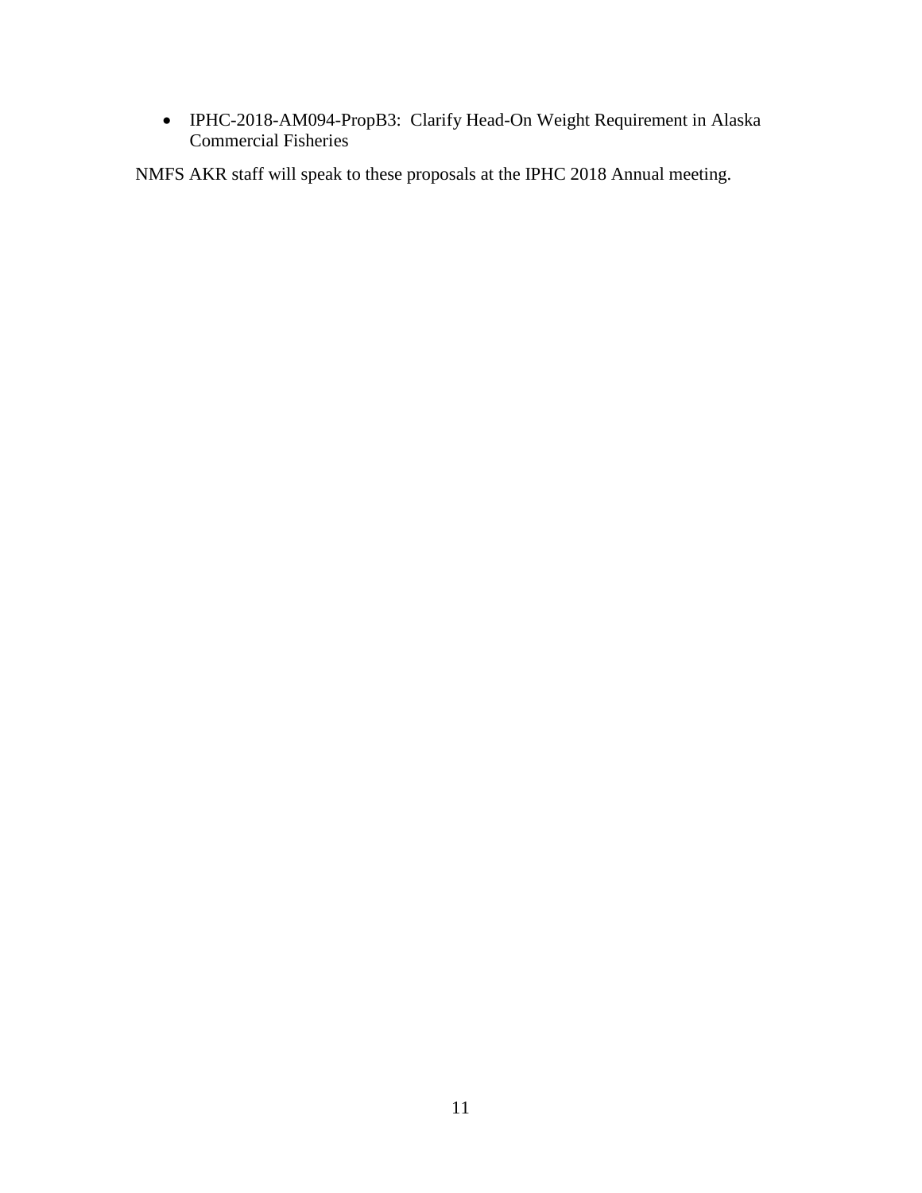- IPHC-2018-AM094-PropB3: Clarify Head-On Weight Requirement in Alaska Commercial Fisheries

NMFS AKR staff will speak to these proposals at the IPHC 2018 Annual meeting.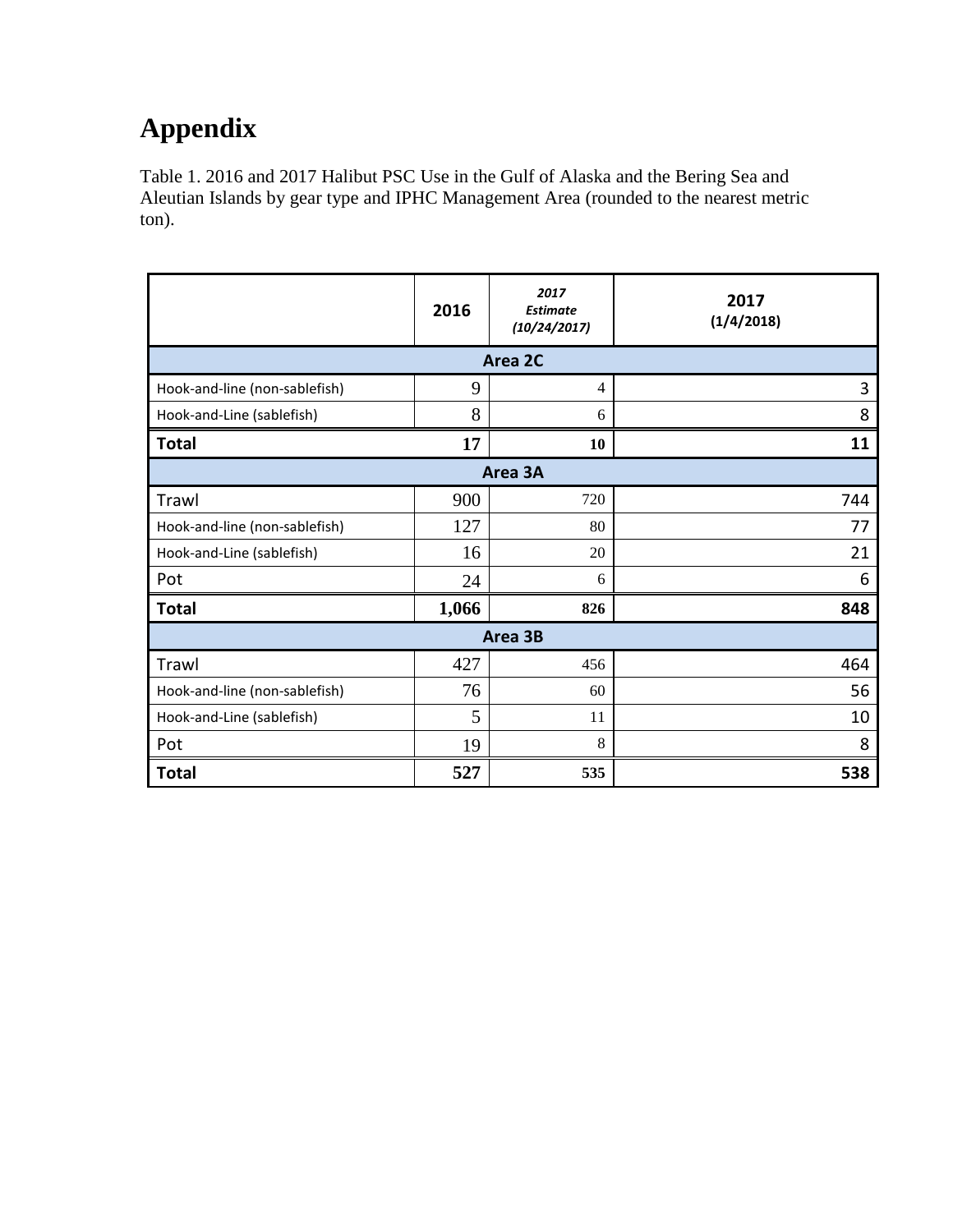# Appendix

Table 1. 2016 and 2017 Halibut PSC Use in the Gulf of Alaska and the Bering Sea and Aleutian Islands by gear type and IPHC Management Area (rounded to the nearest metric ton).

| | **2016** | ***2017 Estimate (10/24/2017)*** | **2017 (1/4/2018)** |
|---|---|---|---|
| **Area 2C** | | | |
| Hook-and-line (non-sablefish) | 9 | 4 | 3 |
| Hook-and-Line (sablefish) | 8 | 6 | 8 |
| **Total** | **17** | **10** | **11** |
| **Area 3A** | | | |
| Trawl | 900 | 720 | 744 |
| Hook-and-line (non-sablefish) | 127 | 80 | 77 |
| Hook-and-Line (sablefish) | 16 | 20 | 21 |
| Pot | 24 | 6 | 6 |
| **Total** | **1,066** | **826** | **848** |
| **Area 3B** | | | |
| Trawl | 427 | 456 | 464 |
| Hook-and-line (non-sablefish) | 76 | 60 | 56 |
| Hook-and-Line (sablefish) | 5 | 11 | 10 |
| Pot | 19 | 8 | 8 |
| **Total** | **527** | **535** | **538** |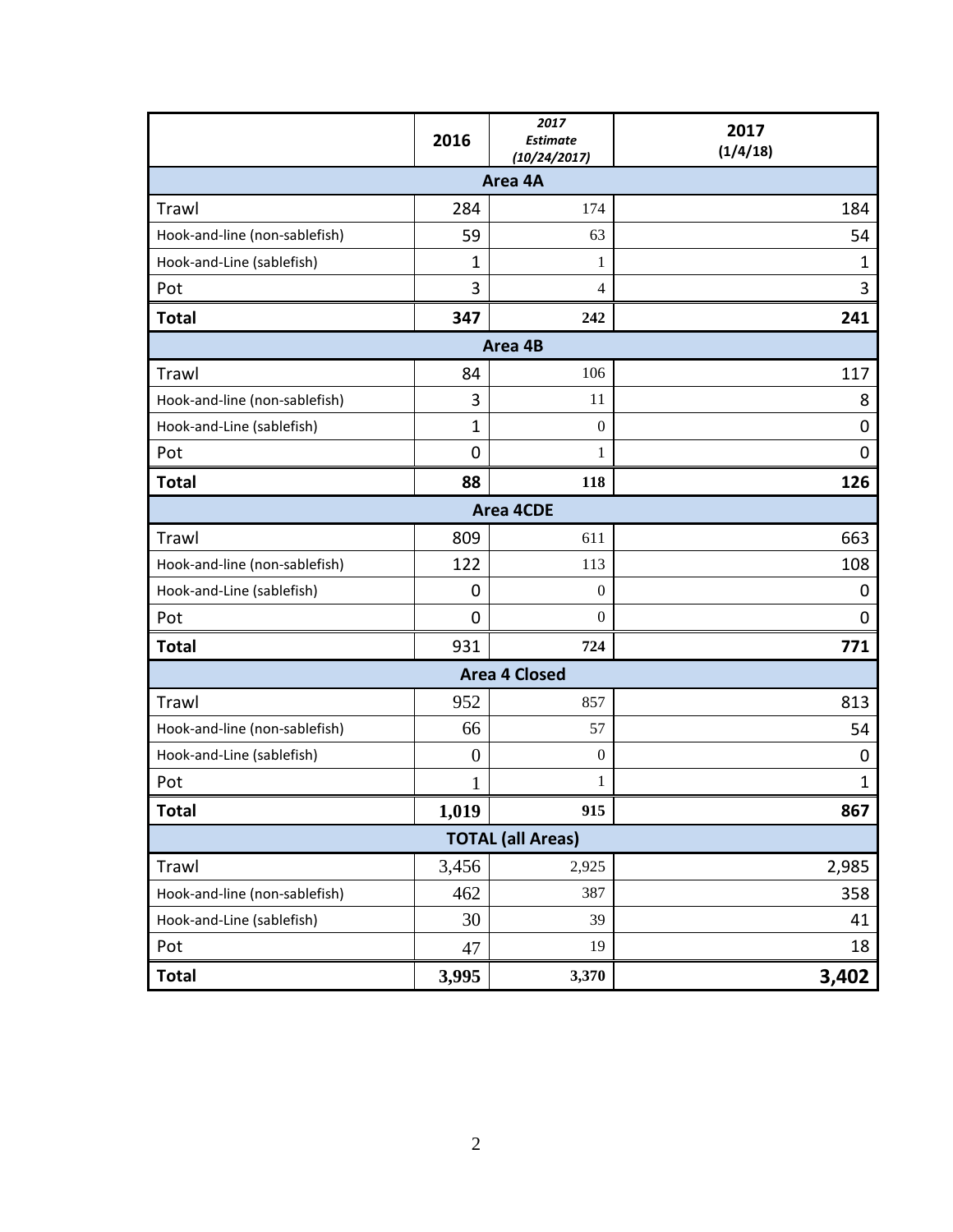| | 2016 | *2017 Estimate (10/24/2017)* | 2017 (1/4/18) |
|---|---|---|---|
| **Area 4A** | | | |
| Trawl | 284 | 174 | 184 |
| Hook-and-line (non-sablefish) | 59 | 63 | 54 |
| Hook-and-Line (sablefish) | 1 | 1 | 1 |
| Pot | 3 | 4 | 3 |
| **Total** | **347** | **242** | **241** |
| **Area 4B** | | | |
| Trawl | 84 | 106 | 117 |
| Hook-and-line (non-sablefish) | 3 | 11 | 8 |
| Hook-and-Line (sablefish) | 1 | 0 | 0 |
| Pot | 0 | 1 | 0 |
| **Total** | **88** | **118** | **126** |
| **Area 4CDE** | | | |
| Trawl | 809 | 611 | 663 |
| Hook-and-line (non-sablefish) | 122 | 113 | 108 |
| Hook-and-Line (sablefish) | 0 | 0 | 0 |
| Pot | 0 | 0 | 0 |
| **Total** | 931 | **724** | **771** |
| **Area 4 Closed** | | | |
| Trawl | 952 | 857 | 813 |
| Hook-and-line (non-sablefish) | 66 | 57 | 54 |
| Hook-and-Line (sablefish) | 0 | 0 | 0 |
| Pot | 1 | 1 | 1 |
| **Total** | **1,019** | **915** | **867** |
| **TOTAL (all Areas)** | | | |
| Trawl | 3,456 | 2,925 | 2,985 |
| Hook-and-line (non-sablefish) | 462 | 387 | 358 |
| Hook-and-Line (sablefish) | 30 | 39 | 41 |
| Pot | 47 | 19 | 18 |
| **Total** | **3,995** | **3,370** | **3,402** |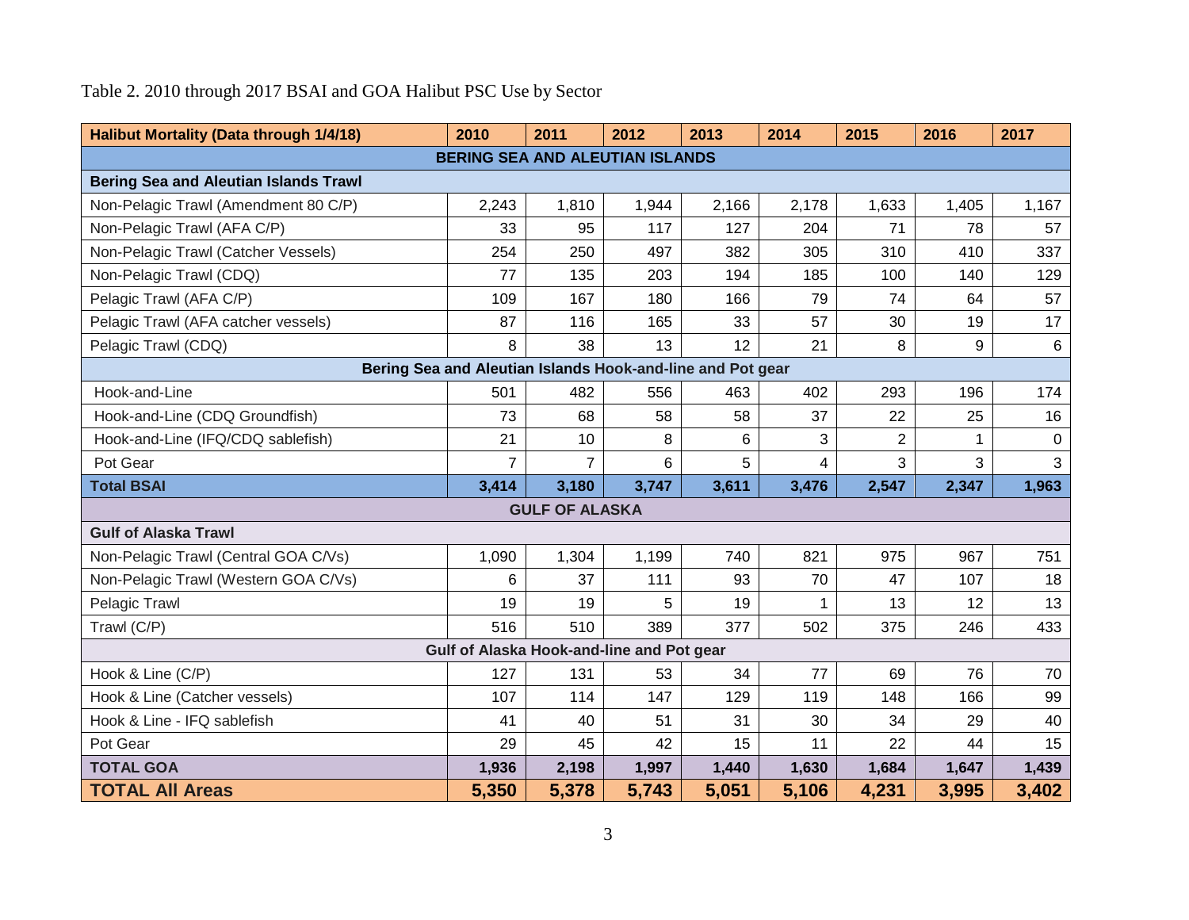Table 2. 2010 through 2017 BSAI and GOA Halibut PSC Use by Sector

| Halibut Mortality (Data through 1/4/18) | 2010 | 2011 | 2012 | 2013 | 2014 | 2015 | 2016 | 2017 |
|---|---|---|---|---|---|---|---|---|
| **BERING SEA AND ALEUTIAN ISLANDS** | | | | | | | | |
| **Bering Sea and Aleutian Islands Trawl** | | | | | | | | |
| Non-Pelagic Trawl (Amendment 80 C/P) | 2,243 | 1,810 | 1,944 | 2,166 | 2,178 | 1,633 | 1,405 | 1,167 |
| Non-Pelagic Trawl (AFA C/P) | 33 | 95 | 117 | 127 | 204 | 71 | 78 | 57 |
| Non-Pelagic Trawl (Catcher Vessels) | 254 | 250 | 497 | 382 | 305 | 310 | 410 | 337 |
| Non-Pelagic Trawl (CDQ) | 77 | 135 | 203 | 194 | 185 | 100 | 140 | 129 |
| Pelagic Trawl (AFA C/P) | 109 | 167 | 180 | 166 | 79 | 74 | 64 | 57 |
| Pelagic Trawl (AFA catcher vessels) | 87 | 116 | 165 | 33 | 57 | 30 | 19 | 17 |
| Pelagic Trawl (CDQ) | 8 | 38 | 13 | 12 | 21 | 8 | 9 | 6 |
| **Bering Sea and Aleutian Islands Hook-and-line and Pot gear** | | | | | | | | |
| Hook-and-Line | 501 | 482 | 556 | 463 | 402 | 293 | 196 | 174 |
| Hook-and-Line (CDQ Groundfish) | 73 | 68 | 58 | 58 | 37 | 22 | 25 | 16 |
| Hook-and-Line (IFQ/CDQ sablefish) | 21 | 10 | 8 | 6 | 3 | 2 | 1 | 0 |
| Pot Gear | 7 | 7 | 6 | 5 | 4 | 3 | 3 | 3 |
| **Total BSAI** | **3,414** | **3,180** | **3,747** | **3,611** | **3,476** | **2,547** | **2,347** | **1,963** |
| **GULF OF ALASKA** | | | | | | | | |
| **Gulf of Alaska Trawl** | | | | | | | | |
| Non-Pelagic Trawl (Central GOA C/Vs) | 1,090 | 1,304 | 1,199 | 740 | 821 | 975 | 967 | 751 |
| Non-Pelagic Trawl (Western GOA C/Vs) | 6 | 37 | 111 | 93 | 70 | 47 | 107 | 18 |
| Pelagic Trawl | 19 | 19 | 5 | 19 | 1 | 13 | 12 | 13 |
| Trawl (C/P) | 516 | 510 | 389 | 377 | 502 | 375 | 246 | 433 |
| **Gulf of Alaska Hook-and-line and Pot gear** | | | | | | | | |
| Hook & Line (C/P) | 127 | 131 | 53 | 34 | 77 | 69 | 76 | 70 |
| Hook & Line (Catcher vessels) | 107 | 114 | 147 | 129 | 119 | 148 | 166 | 99 |
| Hook & Line - IFQ sablefish | 41 | 40 | 51 | 31 | 30 | 34 | 29 | 40 |
| Pot Gear | 29 | 45 | 42 | 15 | 11 | 22 | 44 | 15 |
| **TOTAL GOA** | **1,936** | **2,198** | **1,997** | **1,440** | **1,630** | **1,684** | **1,647** | **1,439** |
| **TOTAL All Areas** | **5,350** | **5,378** | **5,743** | **5,051** | **5,106** | **4,231** | **3,995** | **3,402** |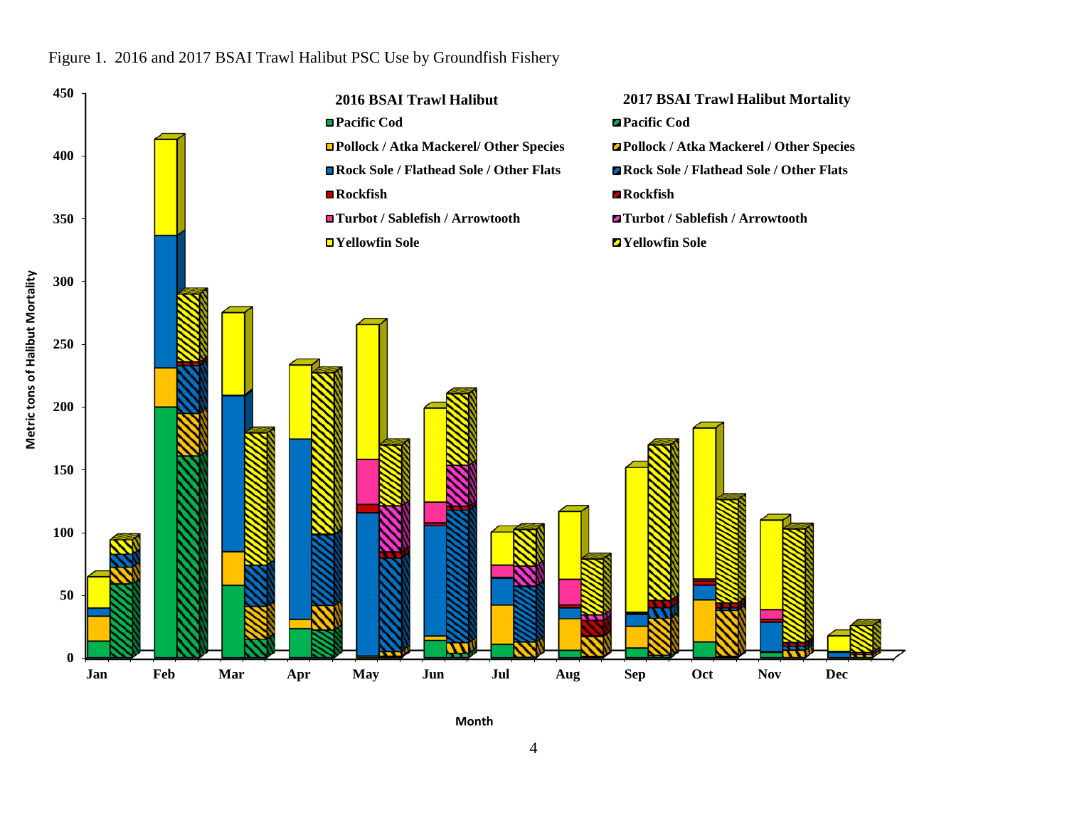Figure 1. 2016 and 2017 BSAI Trawl Halibut PSC Use by Groundfish Fishery

**2016 BSAI Trawl Halibut**
- Pacific Cod
- Pollock / Atka Mackerel/ Other Species
- Rock Sole / Flathead Sole / Other Flats
- Rockfish
- Turbot / Sablefish / Arrowtooth
- Yellowfin Sole

**2017 BSAI Trawl Halibut Mortality**
- Pacific Cod
- Pollock / Atka Mackerel / Other Species
- Rock Sole / Flathead Sole / Other Flats
- Rockfish
- Turbot / Sablefish / Arrowtooth
- Yellowfin Sole

Metric tons of Halibut Mortality (0–450)

Month: Jan, Feb, Mar, Apr, May, Jun, Jul, Aug, Sep, Oct, Nov, Dec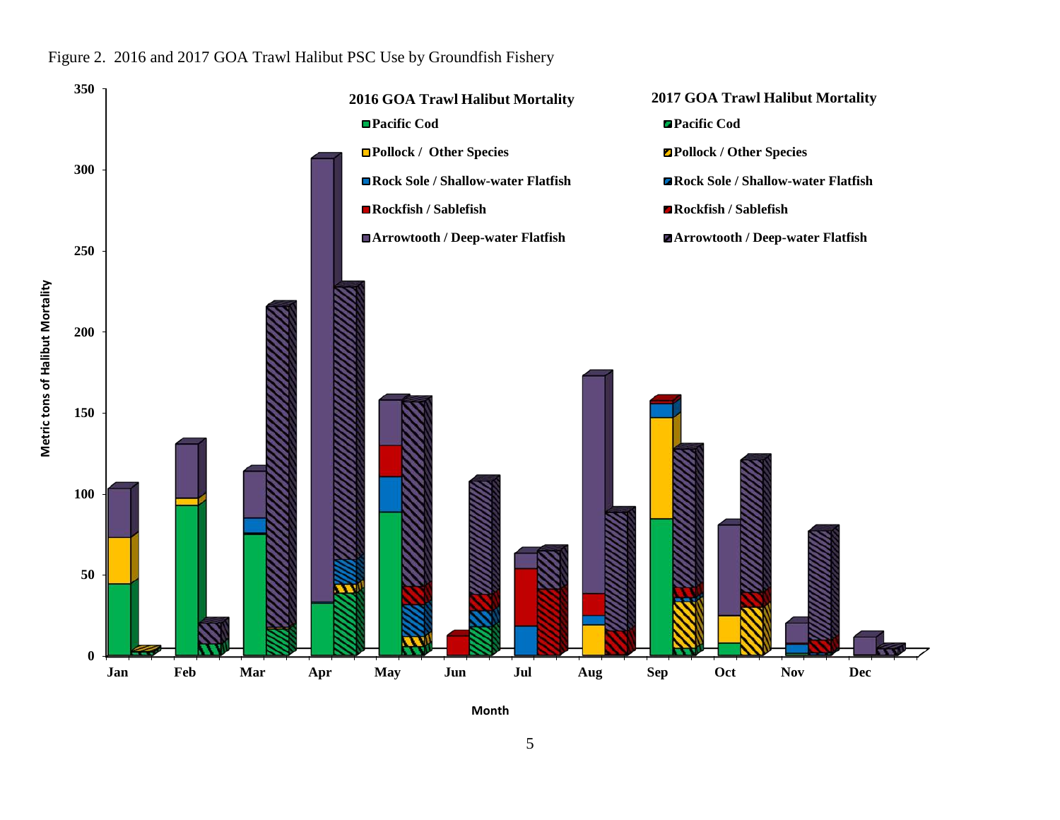Figure 2. 2016 and 2017 GOA Trawl Halibut PSC Use by Groundfish Fishery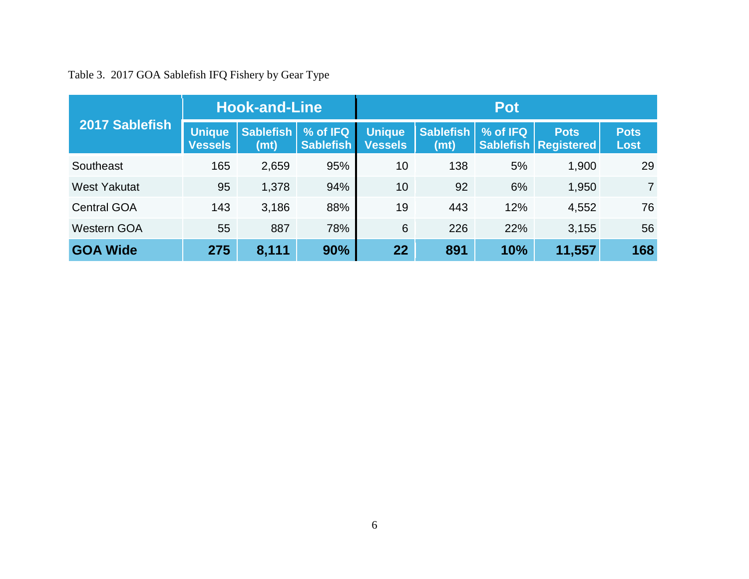Table 3. 2017 GOA Sablefish IFQ Fishery by Gear Type

| 2017 Sablefish | Hook-and-Line | | | Pot | | | | |
|---|---|---|---|---|---|---|---|---|
| | Unique Vessels | Sablefish (mt) | % of IFQ Sablefish | Unique Vessels | Sablefish (mt) | % of IFQ Sablefish | Pots Registered | Pots Lost |
| Southeast | 165 | 2,659 | 95% | 10 | 138 | 5% | 1,900 | 29 |
| West Yakutat | 95 | 1,378 | 94% | 10 | 92 | 6% | 1,950 | 7 |
| Central GOA | 143 | 3,186 | 88% | 19 | 443 | 12% | 4,552 | 76 |
| Western GOA | 55 | 887 | 78% | 6 | 226 | 22% | 3,155 | 56 |
| **GOA Wide** | **275** | **8,111** | **90%** | **22** | **891** | **10%** | **11,557** | **168** |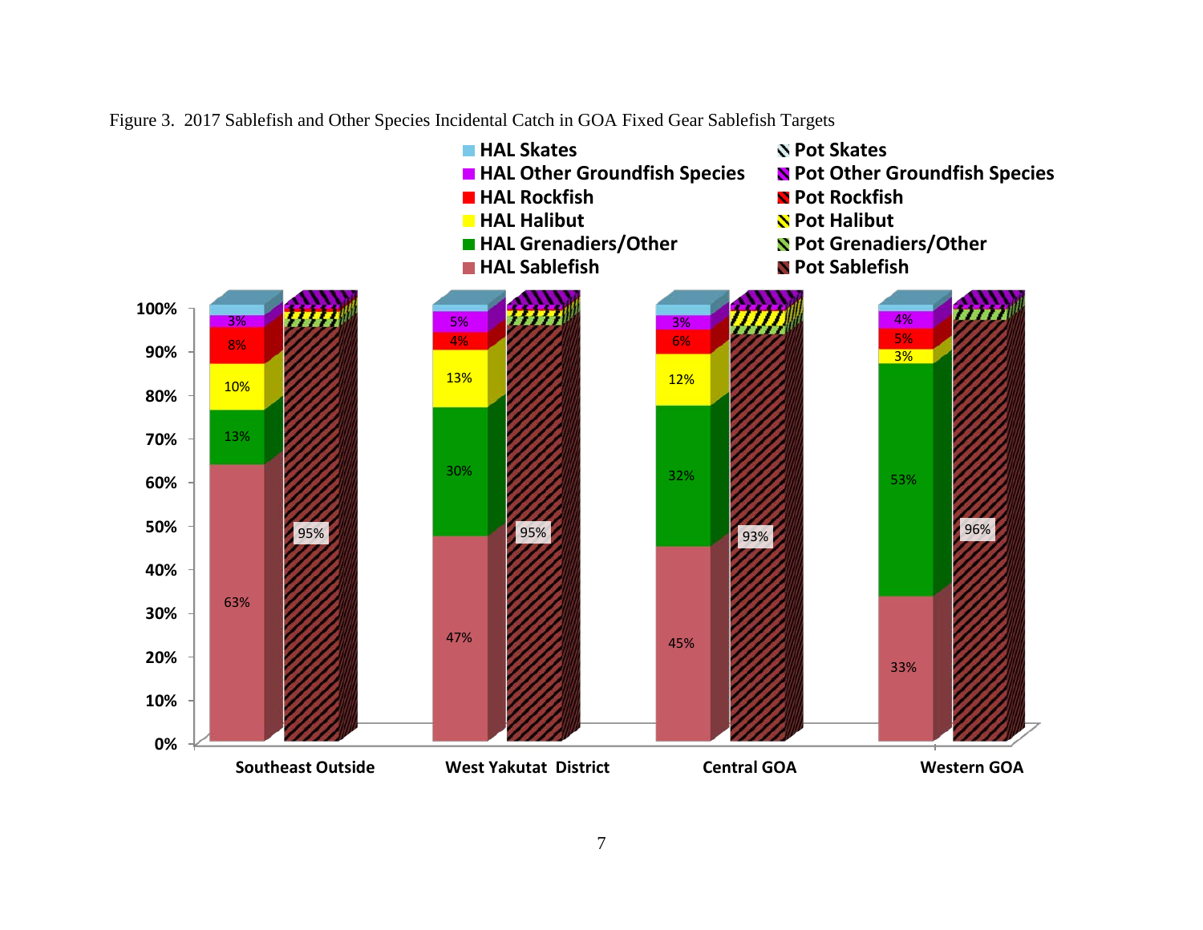Figure 3. 2017 Sablefish and Other Species Incidental Catch in GOA Fixed Gear Sablefish Targets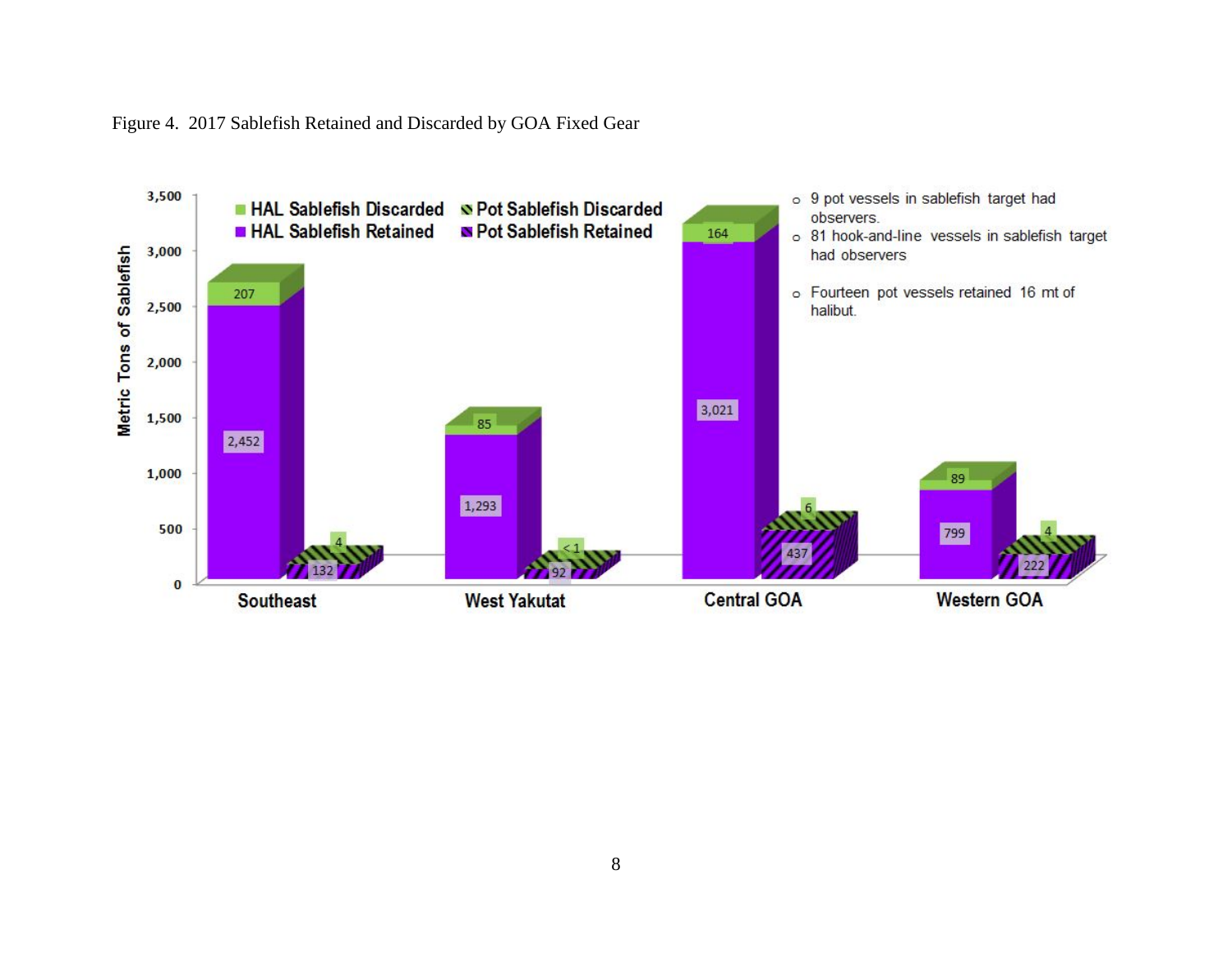Figure 4. 2017 Sablefish Retained and Discarded by GOA Fixed Gear

Metric Tons of Sablefish

3,500
3,000
2,500
2,000
1,500
1,000
500
0

HAL Sablefish Discarded
HAL Sablefish Retained
Pot Sablefish Discarded
Pot Sablefish Retained

207
2,452
4
132
85
1,293
< 1
92
164
3,021
6
437
89
799
4
222

Southeast
West Yakutat
Central GOA
Western GOA

- 9 pot vessels in sablefish target had observers.
- 81 hook-and-line vessels in sablefish target had observers
- Fourteen pot vessels retained 16 mt of halibut.